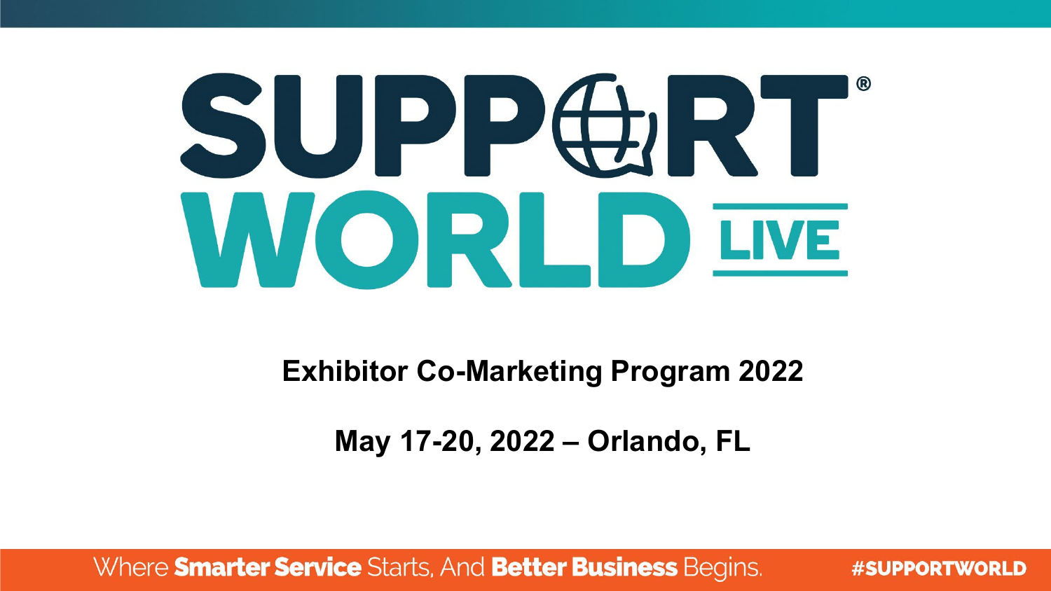# SUPPORT WORLD LIVE®

## Exhibitor Co-Marketing Program 2022

## May 17-20, 2022 – Orlando, FL

Where **Smarter Service** Starts, And **Better Business** Begins. **#SUPPORTWORLD**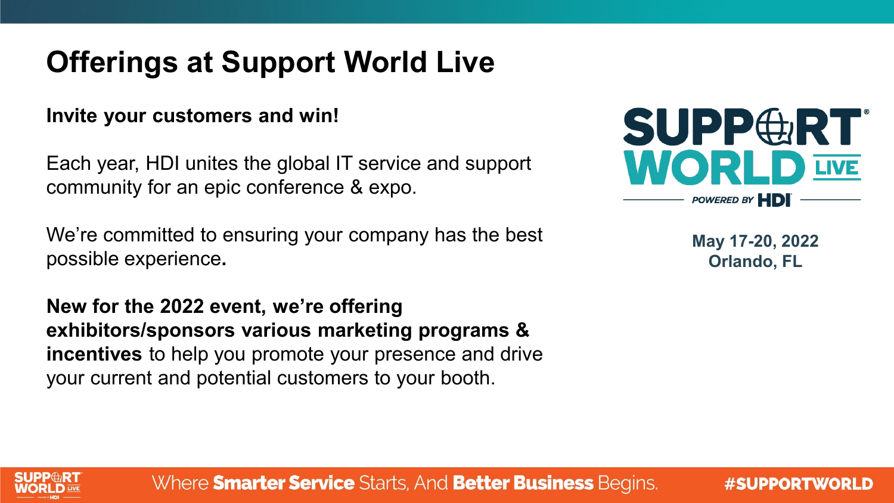# Offerings at Support World Live

**Invite your customers and win!**

Each year, HDI unites the global IT service and support community for an epic conference & expo.

We're committed to ensuring your company has the best possible experience.

**New for the 2022 event, we're offering exhibitors/sponsors various marketing programs & incentives** to help you promote your presence and drive your current and potential customers to your booth.

SUPPORT WORLD LIVE
POWERED BY HDI

**May 17-20, 2022**
**Orlando, FL**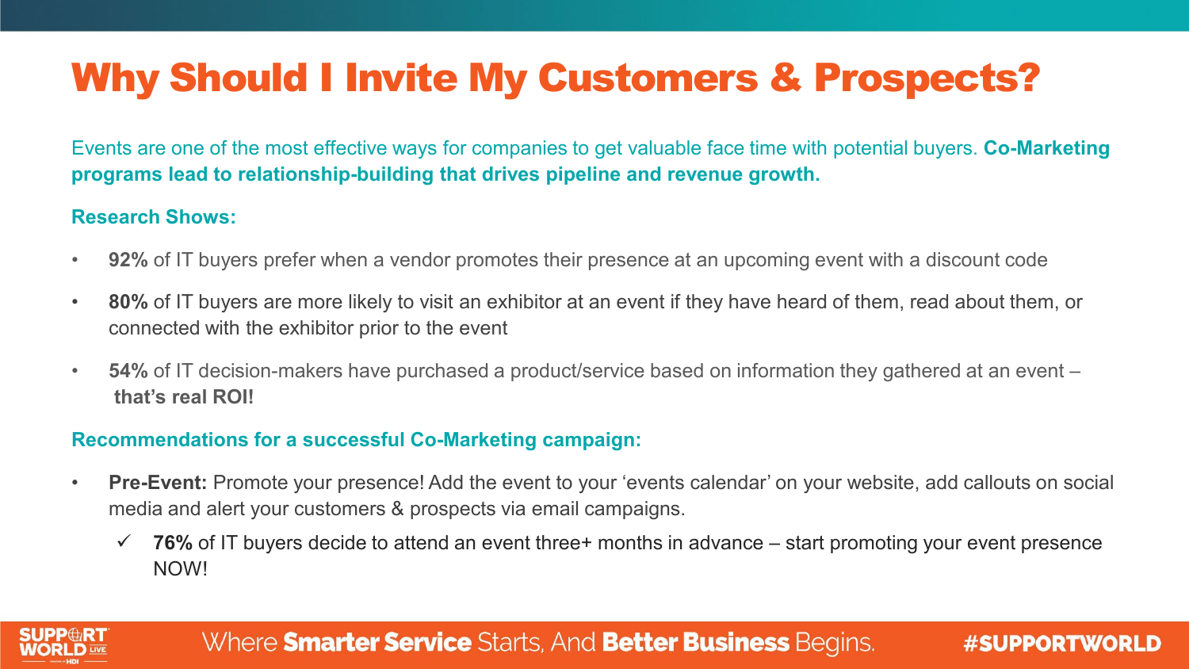# Why Should I Invite My Customers & Prospects?

Events are one of the most effective ways for companies to get valuable face time with potential buyers. **Co-Marketing programs lead to relationship-building that drives pipeline and revenue growth.**

**Research Shows:**

- **92%** of IT buyers prefer when a vendor promotes their presence at an upcoming event with a discount code
- **80%** of IT buyers are more likely to visit an exhibitor at an event if they have heard of them, read about them, or connected with the exhibitor prior to the event
- **54%** of IT decision-makers have purchased a product/service based on information they gathered at an event – **that's real ROI!**

**Recommendations for a successful Co-Marketing campaign:**

- **Pre-Event:** Promote your presence! Add the event to your 'events calendar' on your website, add callouts on social media and alert your customers & prospects via email campaigns.
  - ✓ **76%** of IT buyers decide to attend an event three+ months in advance – start promoting your event presence NOW!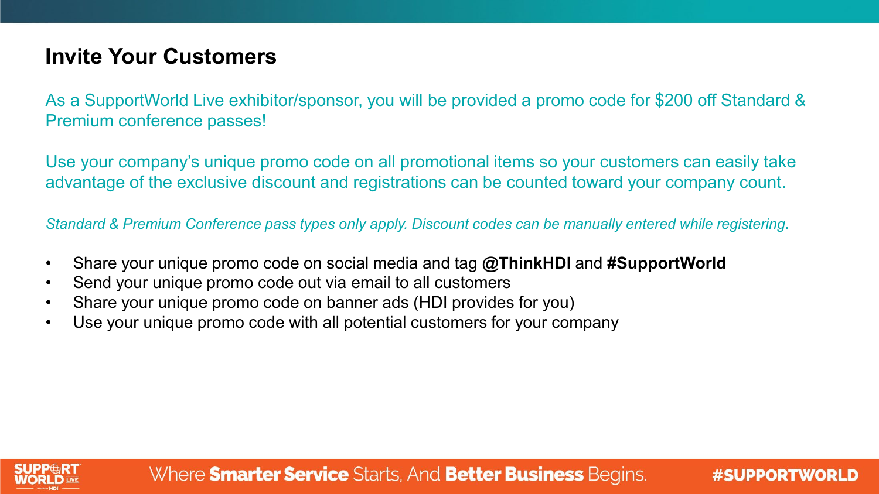# Invite Your Customers

As a SupportWorld Live exhibitor/sponsor, you will be provided a promo code for $200 off Standard & Premium conference passes!

Use your company's unique promo code on all promotional items so your customers can easily take advantage of the exclusive discount and registrations can be counted toward your company count.

*Standard & Premium Conference pass types only apply. Discount codes can be manually entered while registering.*

- Share your unique promo code on social media and tag **@ThinkHDI** and **#SupportWorld**
- Send your unique promo code out via email to all customers
- Share your unique promo code on banner ads (HDI provides for you)
- Use your unique promo code with all potential customers for your company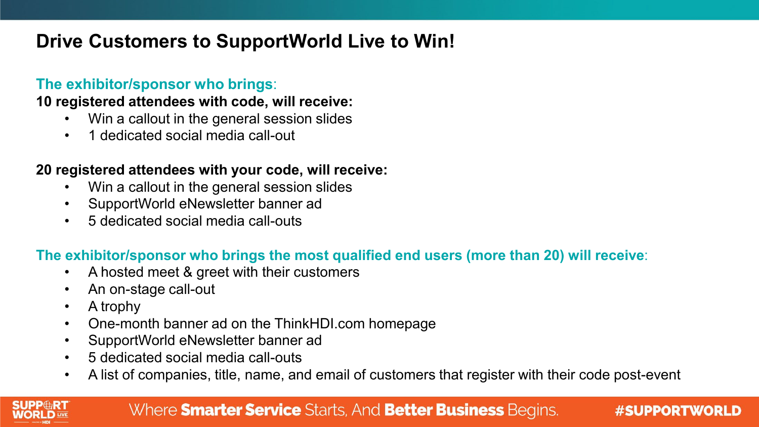# Drive Customers to SupportWorld Live to Win!

**The exhibitor/sponsor who brings:**

**10 registered attendees with code, will receive:**

- Win a callout in the general session slides
- 1 dedicated social media call-out

**20 registered attendees with your code, will receive:**

- Win a callout in the general session slides
- SupportWorld eNewsletter banner ad
- 5 dedicated social media call-outs

**The exhibitor/sponsor who brings the most qualified end users (more than 20) will receive:**

- A hosted meet & greet with their customers
- An on-stage call-out
- A trophy
- One-month banner ad on the ThinkHDI.com homepage
- SupportWorld eNewsletter banner ad
- 5 dedicated social media call-outs
- A list of companies, title, name, and email of customers that register with their code post-event

Where **Smarter Service** Starts, And **Better Business** Begins.

#SUPPORTWORLD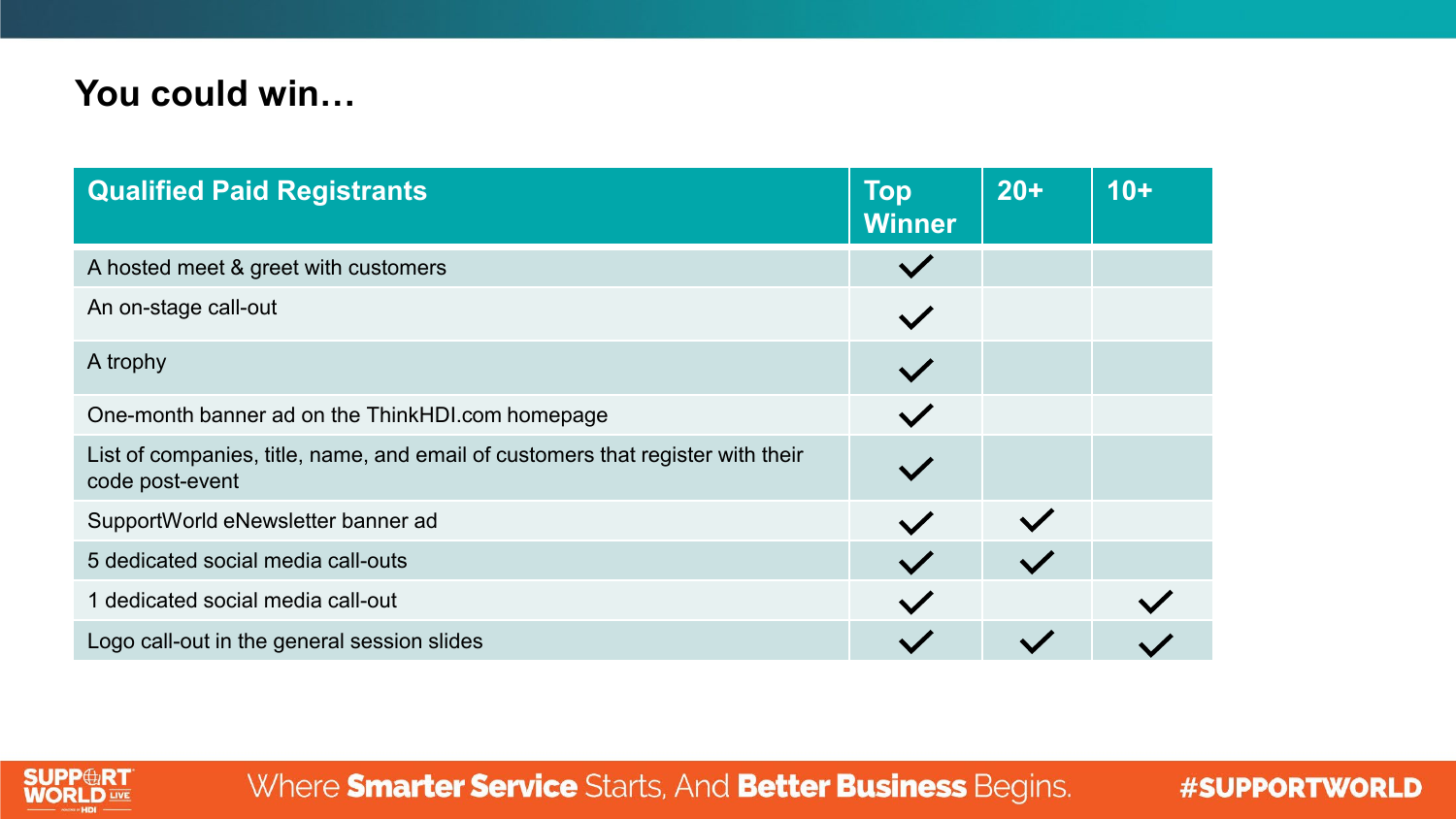## You could win…

| Qualified Paid Registrants | Top Winner | 20+ | 10+ |
|---|---|---|---|
| A hosted meet & greet with customers | ✓ | | |
| An on-stage call-out | ✓ | | |
| A trophy | ✓ | | |
| One-month banner ad on the ThinkHDI.com homepage | ✓ | | |
| List of companies, title, name, and email of customers that register with their code post-event | ✓ | | |
| SupportWorld eNewsletter banner ad | ✓ | ✓ | |
| 5 dedicated social media call-outs | ✓ | ✓ | |
| 1 dedicated social media call-out | ✓ | | ✓ |
| Logo call-out in the general session slides | ✓ | ✓ | ✓ |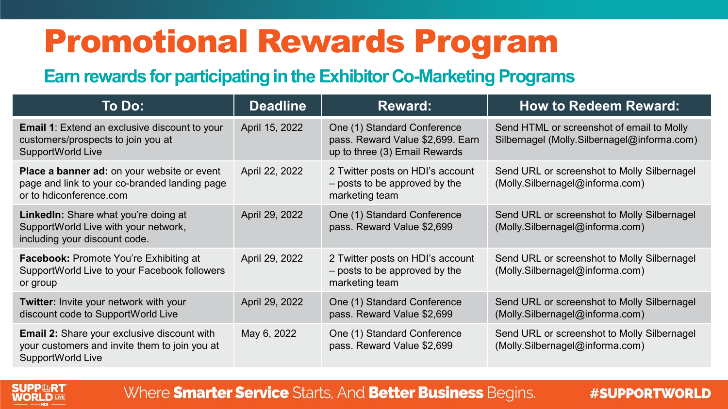# Promotional Rewards Program

## Earn rewards for participating in the Exhibitor Co-Marketing Programs

| To Do: | Deadline | Reward: | How to Redeem Reward: |
|---|---|---|---|
| **Email 1**: Extend an exclusive discount to your customers/prospects to join you at SupportWorld Live | April 15, 2022 | One (1) Standard Conference pass. Reward Value $2,699. Earn up to three (3) Email Rewards | Send HTML or screenshot of email to Molly Silbernagel (Molly.Silbernagel@informa.com) |
| **Place a banner ad:** on your website or event page and link to your co-branded landing page or to hdiconference.com | April 22, 2022 | 2 Twitter posts on HDI's account – posts to be approved by the marketing team | Send URL or screenshot to Molly Silbernagel (Molly.Silbernagel@informa.com) |
| **LinkedIn:** Share what you're doing at SupportWorld Live with your network, including your discount code. | April 29, 2022 | One (1) Standard Conference pass. Reward Value $2,699 | Send URL or screenshot to Molly Silbernagel (Molly.Silbernagel@informa.com) |
| **Facebook:** Promote You're Exhibiting at SupportWorld Live to your Facebook followers or group | April 29, 2022 | 2 Twitter posts on HDI's account – posts to be approved by the marketing team | Send URL or screenshot to Molly Silbernagel (Molly.Silbernagel@informa.com) |
| **Twitter:** Invite your network with your discount code to SupportWorld Live | April 29, 2022 | One (1) Standard Conference pass. Reward Value $2,699 | Send URL or screenshot to Molly Silbernagel (Molly.Silbernagel@informa.com) |
| **Email 2:** Share your exclusive discount with your customers and invite them to join you at SupportWorld Live | May 6, 2022 | One (1) Standard Conference pass. Reward Value $2,699 | Send URL or screenshot to Molly Silbernagel (Molly.Silbernagel@informa.com) |

Where **Smarter Service** Starts, And **Better Business** Begins.

**#SUPPORTWORLD**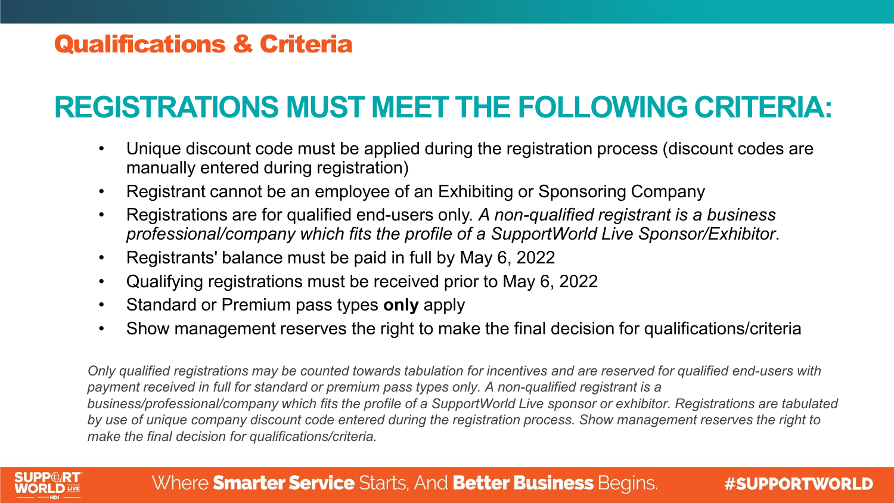## Qualifications & Criteria

# REGISTRATIONS MUST MEET THE FOLLOWING CRITERIA:

- Unique discount code must be applied during the registration process (discount codes are manually entered during registration)
- Registrant cannot be an employee of an Exhibiting or Sponsoring Company
- Registrations are for qualified end-users only. *A non-qualified registrant is a business professional/company which fits the profile of a SupportWorld Live Sponsor/Exhibitor*.
- Registrants' balance must be paid in full by May 6, 2022
- Qualifying registrations must be received prior to May 6, 2022
- Standard or Premium pass types **only** apply
- Show management reserves the right to make the final decision for qualifications/criteria

*Only qualified registrations may be counted towards tabulation for incentives and are reserved for qualified end-users with payment received in full for standard or premium pass types only. A non-qualified registrant is a business/professional/company which fits the profile of a SupportWorld Live sponsor or exhibitor. Registrations are tabulated by use of unique company discount code entered during the registration process. Show management reserves the right to make the final decision for qualifications/criteria.*

Where **Smarter Service** Starts, And **Better Business** Begins.

**#SUPPORTWORLD**